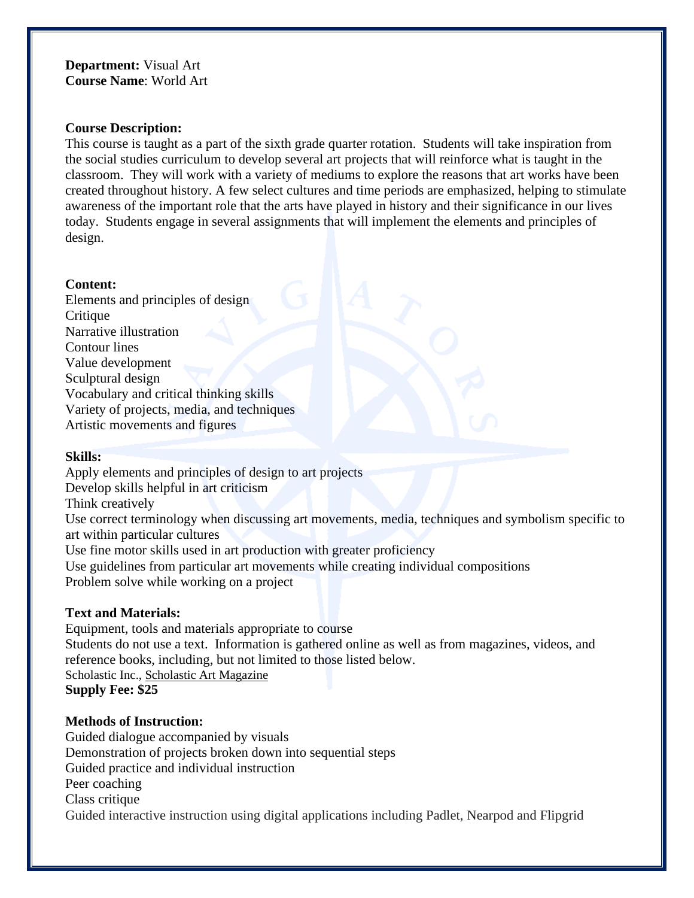**Department:** Visual Art
**Course Name**: World Art

**Course Description:**
This course is taught as a part of the sixth grade quarter rotation. Students will take inspiration from the social studies curriculum to develop several art projects that will reinforce what is taught in the classroom. They will work with a variety of mediums to explore the reasons that art works have been created throughout history. A few select cultures and time periods are emphasized, helping to stimulate awareness of the important role that the arts have played in history and their significance in our lives today. Students engage in several assignments that will implement the elements and principles of design.

**Content:**
Elements and principles of design
Critique
Narrative illustration
Contour lines
Value development
Sculptural design
Vocabulary and critical thinking skills
Variety of projects, media, and techniques
Artistic movements and figures

**Skills:**
Apply elements and principles of design to art projects
Develop skills helpful in art criticism
Think creatively
Use correct terminology when discussing art movements, media, techniques and symbolism specific to art within particular cultures
Use fine motor skills used in art production with greater proficiency
Use guidelines from particular art movements while creating individual compositions
Problem solve while working on a project

**Text and Materials:**
Equipment, tools and materials appropriate to course
Students do not use a text. Information is gathered online as well as from magazines, videos, and reference books, including, but not limited to those listed below.
Scholastic Inc., Scholastic Art Magazine
**Supply Fee: $25**

**Methods of Instruction:**
Guided dialogue accompanied by visuals
Demonstration of projects broken down into sequential steps
Guided practice and individual instruction
Peer coaching
Class critique
Guided interactive instruction using digital applications including Padlet, Nearpod and Flipgrid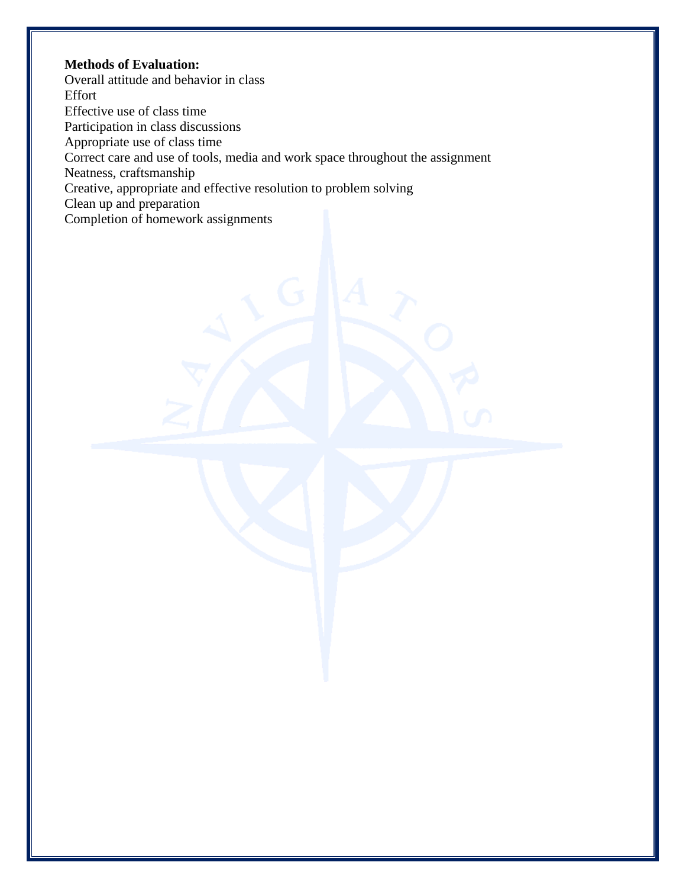**Methods of Evaluation:**

Overall attitude and behavior in class
Effort
Effective use of class time
Participation in class discussions
Appropriate use of class time
Correct care and use of tools, media and work space throughout the assignment
Neatness, craftsmanship
Creative, appropriate and effective resolution to problem solving
Clean up and preparation
Completion of homework assignments